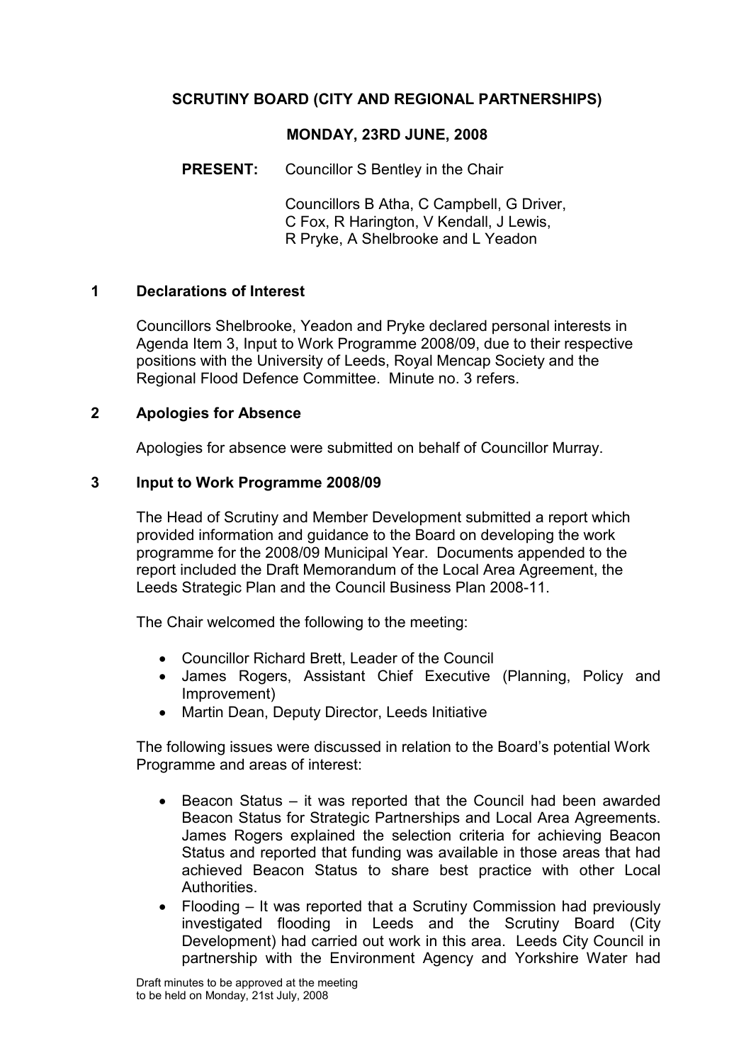# SCRUTINY BOARD (CITY AND REGIONAL PARTNERSHIPS)

## MONDAY, 23RD JUNE, 2008

**PRESENT:** Councillor S Bentley in the Chair

Councillors B Atha, C Campbell, G Driver, C Fox, R Harington, V Kendall, J Lewis, R Pryke, A Shelbrooke and L Yeadon

### 1 Declarations of Interest

Councillors Shelbrooke, Yeadon and Pryke declared personal interests in Agenda Item 3, Input to Work Programme 2008/09, due to their respective positions with the University of Leeds, Royal Mencap Society and the Regional Flood Defence Committee. Minute no. 3 refers.

### 2 Apologies for Absence

Apologies for absence were submitted on behalf of Councillor Murray.

### 3 Input to Work Programme 2008/09

The Head of Scrutiny and Member Development submitted a report which provided information and guidance to the Board on developing the work programme for the 2008/09 Municipal Year. Documents appended to the report included the Draft Memorandum of the Local Area Agreement, the Leeds Strategic Plan and the Council Business Plan 2008-11.

The Chair welcomed the following to the meeting:

- Councillor Richard Brett, Leader of the Council
- James Rogers, Assistant Chief Executive (Planning, Policy and Improvement)
- Martin Dean, Deputy Director, Leeds Initiative

The following issues were discussed in relation to the Board's potential Work Programme and areas of interest:

- Beacon Status – it was reported that the Council had been awarded Beacon Status for Strategic Partnerships and Local Area Agreements. James Rogers explained the selection criteria for achieving Beacon Status and reported that funding was available in those areas that had achieved Beacon Status to share best practice with other Local Authorities.
- Flooding – It was reported that a Scrutiny Commission had previously investigated flooding in Leeds and the Scrutiny Board (City Development) had carried out work in this area. Leeds City Council in partnership with the Environment Agency and Yorkshire Water had

Draft minutes to be approved at the meeting to be held on Monday, 21st July, 2008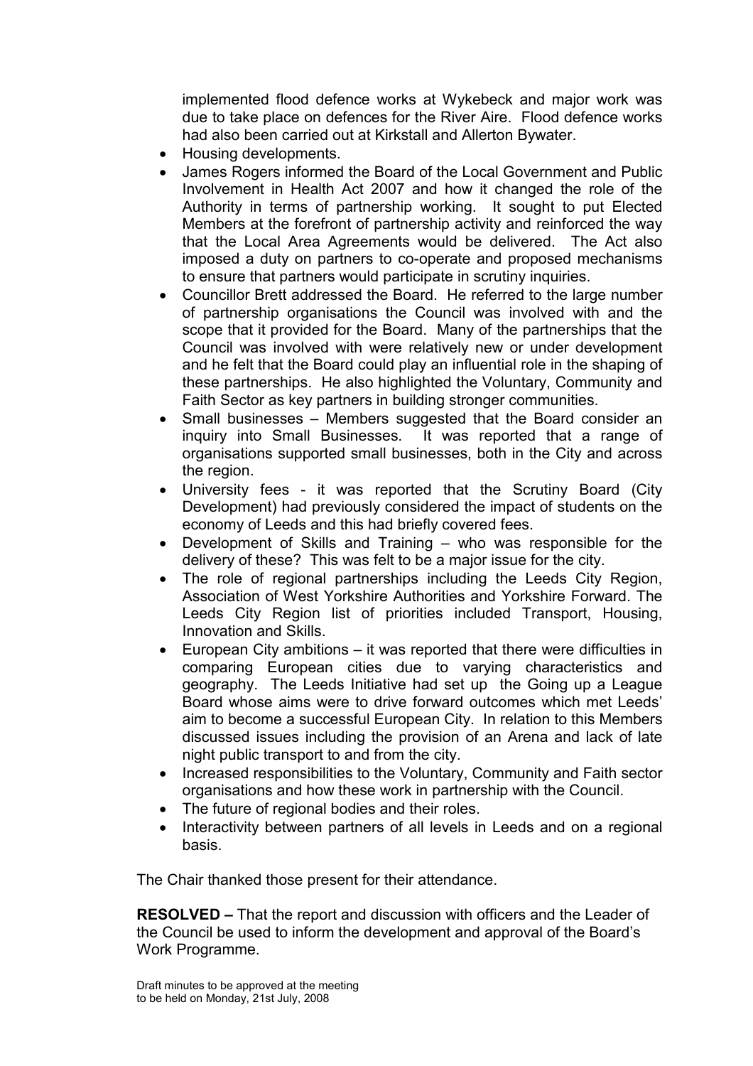implemented flood defence works at Wykebeck and major work was due to take place on defences for the River Aire. Flood defence works had also been carried out at Kirkstall and Allerton Bywater.

- Housing developments.
- James Rogers informed the Board of the Local Government and Public Involvement in Health Act 2007 and how it changed the role of the Authority in terms of partnership working. It sought to put Elected Members at the forefront of partnership activity and reinforced the way that the Local Area Agreements would be delivered. The Act also imposed a duty on partners to co-operate and proposed mechanisms to ensure that partners would participate in scrutiny inquiries.
- Councillor Brett addressed the Board. He referred to the large number of partnership organisations the Council was involved with and the scope that it provided for the Board. Many of the partnerships that the Council was involved with were relatively new or under development and he felt that the Board could play an influential role in the shaping of these partnerships. He also highlighted the Voluntary, Community and Faith Sector as key partners in building stronger communities.
- Small businesses – Members suggested that the Board consider an inquiry into Small Businesses. It was reported that a range of organisations supported small businesses, both in the City and across the region.
- University fees - it was reported that the Scrutiny Board (City Development) had previously considered the impact of students on the economy of Leeds and this had briefly covered fees.
- Development of Skills and Training – who was responsible for the delivery of these? This was felt to be a major issue for the city.
- The role of regional partnerships including the Leeds City Region, Association of West Yorkshire Authorities and Yorkshire Forward. The Leeds City Region list of priorities included Transport, Housing, Innovation and Skills.
- European City ambitions – it was reported that there were difficulties in comparing European cities due to varying characteristics and geography. The Leeds Initiative had set up the Going up a League Board whose aims were to drive forward outcomes which met Leeds' aim to become a successful European City. In relation to this Members discussed issues including the provision of an Arena and lack of late night public transport to and from the city.
- Increased responsibilities to the Voluntary, Community and Faith sector organisations and how these work in partnership with the Council.
- The future of regional bodies and their roles.
- Interactivity between partners of all levels in Leeds and on a regional basis.

The Chair thanked those present for their attendance.

**RESOLVED –** That the report and discussion with officers and the Leader of the Council be used to inform the development and approval of the Board's Work Programme.

Draft minutes to be approved at the meeting to be held on Monday, 21st July, 2008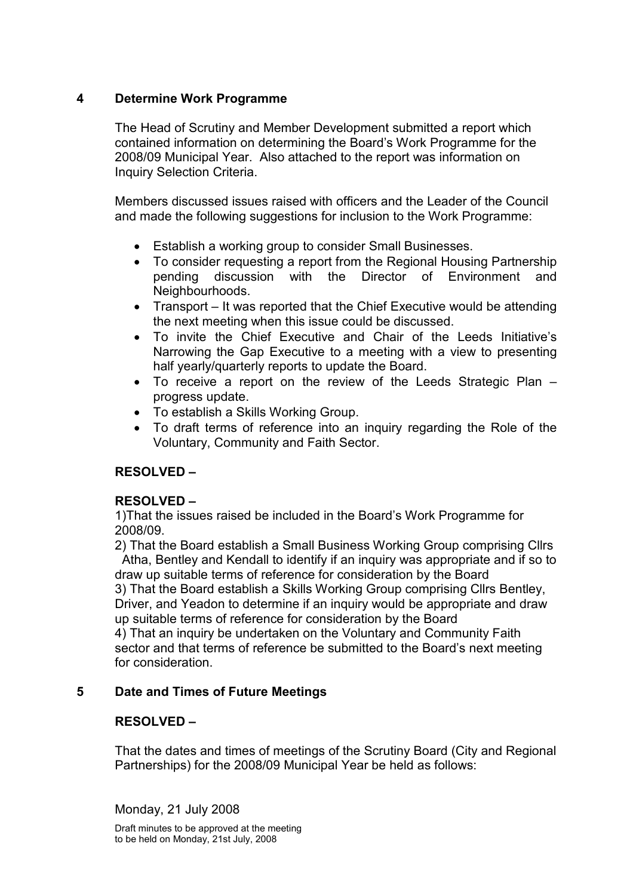## 4 Determine Work Programme

The Head of Scrutiny and Member Development submitted a report which contained information on determining the Board's Work Programme for the 2008/09 Municipal Year. Also attached to the report was information on Inquiry Selection Criteria.

Members discussed issues raised with officers and the Leader of the Council and made the following suggestions for inclusion to the Work Programme:

- Establish a working group to consider Small Businesses.
- To consider requesting a report from the Regional Housing Partnership pending discussion with the Director of Environment and Neighbourhoods.
- Transport – It was reported that the Chief Executive would be attending the next meeting when this issue could be discussed.
- To invite the Chief Executive and Chair of the Leeds Initiative's Narrowing the Gap Executive to a meeting with a view to presenting half yearly/quarterly reports to update the Board.
- To receive a report on the review of the Leeds Strategic Plan – progress update.
- To establish a Skills Working Group.
- To draft terms of reference into an inquiry regarding the Role of the Voluntary, Community and Faith Sector.

**RESOLVED –**

**RESOLVED –**

1)That the issues raised be included in the Board's Work Programme for 2008/09.

2) That the Board establish a Small Business Working Group comprising Cllrs Atha, Bentley and Kendall to identify if an inquiry was appropriate and if so to draw up suitable terms of reference for consideration by the Board

3) That the Board establish a Skills Working Group comprising Cllrs Bentley, Driver, and Yeadon to determine if an inquiry would be appropriate and draw up suitable terms of reference for consideration by the Board

4) That an inquiry be undertaken on the Voluntary and Community Faith sector and that terms of reference be submitted to the Board's next meeting for consideration.

## 5 Date and Times of Future Meetings

**RESOLVED –**

That the dates and times of meetings of the Scrutiny Board (City and Regional Partnerships) for the 2008/09 Municipal Year be held as follows: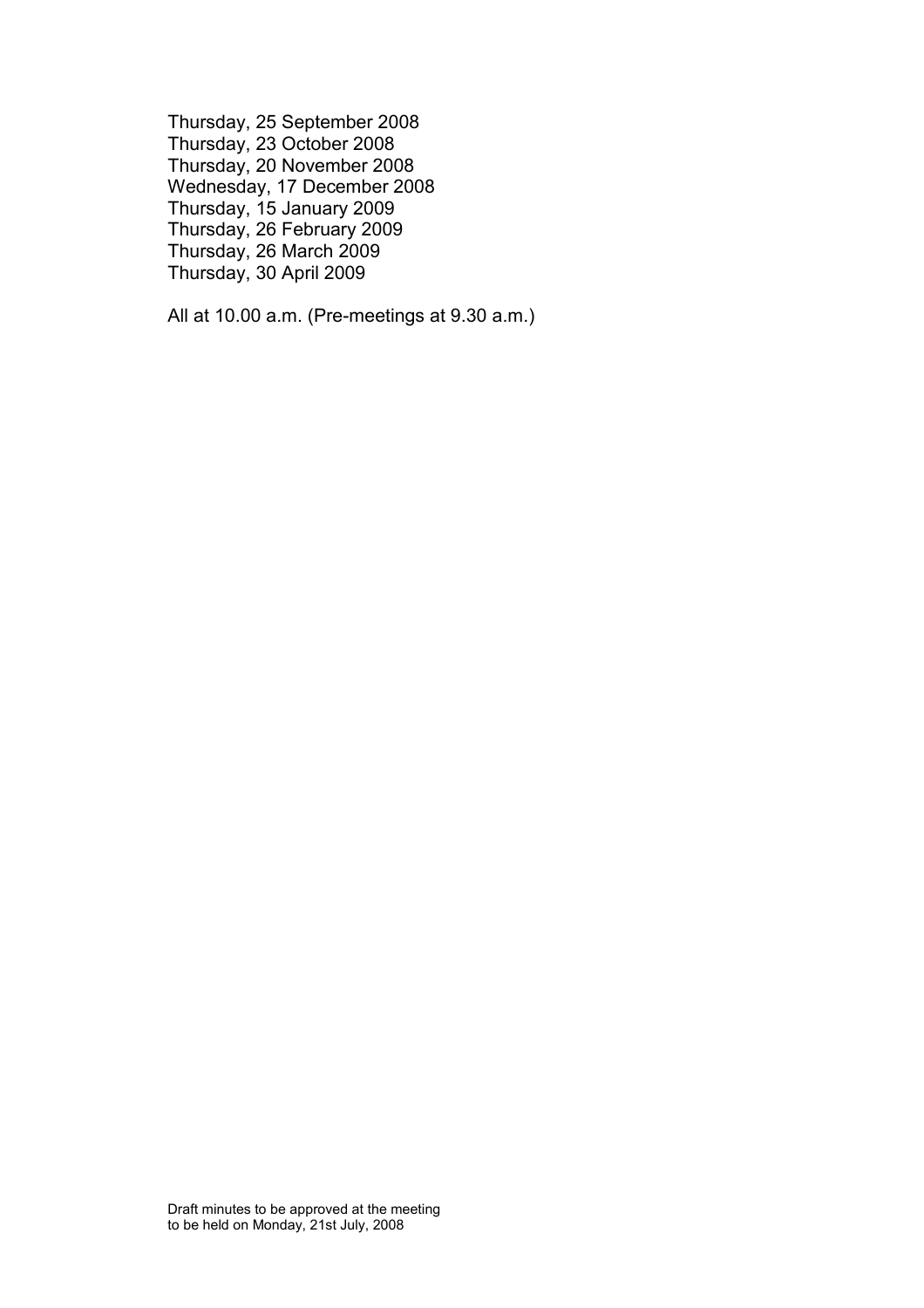Thursday, 25 September 2008
Thursday, 23 October 2008
Thursday, 20 November 2008
Wednesday, 17 December 2008
Thursday, 15 January 2009
Thursday, 26 February 2009
Thursday, 26 March 2009
Thursday, 30 April 2009

All at 10.00 a.m. (Pre-meetings at 9.30 a.m.)